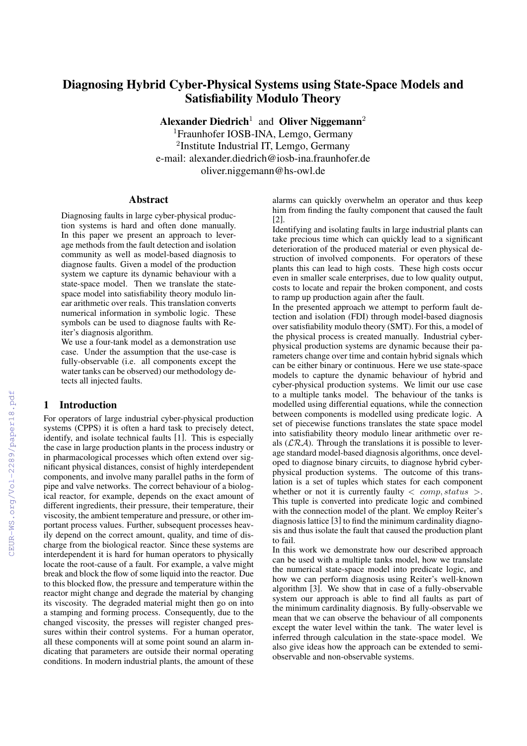# Diagnosing Hybrid Cyber-Physical Systems using State-Space Models and Satisfiability Modulo Theory

**Alexander Diedrich**[1] and **Oliver Niggemann**[2]

[1]Fraunhofer IOSB-INA, Lemgo, Germany
[2]Institute Industrial IT, Lemgo, Germany
e-mail: alexander.diedrich@iosb-ina.fraunhofer.de
oliver.niggemann@hs-owl.de

## Abstract

Diagnosing faults in large cyber-physical production systems is hard and often done manually. In this paper we present an approach to leverage methods from the fault detection and isolation community as well as model-based diagnosis to diagnose faults. Given a model of the production system we capture its dynamic behaviour with a state-space model. Then we translate the state-space model into satisfiability theory modulo linear arithmetic over reals. This translation converts numerical information in symbolic logic. These symbols can be used to diagnose faults with Reiter's diagnosis algorithm.

We use a four-tank model as a demonstration use case. Under the assumption that the use-case is fully-observable (i.e. all components except the water tanks can be observed) our methodology detects all injected faults.

## 1 Introduction

For operators of large industrial cyber-physical production systems (CPPS) it is often a hard task to precisely detect, identify, and isolate technical faults [1]. This is especially the case in large production plants in the process industry or in pharmacological processes which often extend over significant physical distances, consist of highly interdependent components, and involve many parallel paths in the form of pipe and valve networks. The correct behaviour of a biological reactor, for example, depends on the exact amount of different ingredients, their pressure, their temperature, their viscosity, the ambient temperature and pressure, or other important process values. Further, subsequent processes heavily depend on the correct amount, quality, and time of discharge from the biological reactor. Since these systems are interdependent it is hard for human operators to physically locate the root-cause of a fault. For example, a valve might break and block the flow of some liquid into the reactor. Due to this blocked flow, the pressure and temperature within the reactor might change and degrade the material by changing its viscosity. The degraded material might then go on into a stamping and forming process. Consequently, due to the changed viscosity, the presses will register changed pressures within their control systems. For a human operator, all these components will at some point sound an alarm indicating that parameters are outside their normal operating conditions. In modern industrial plants, the amount of these alarms can quickly overwhelm an operator and thus keep him from finding the faulty component that caused the fault [2].

Identifying and isolating faults in large industrial plants can take precious time which can quickly lead to a significant deterioration of the produced material or even physical destruction of involved components. For operators of these plants this can lead to high costs. These high costs occur even in smaller scale enterprises, due to low quality output, costs to locate and repair the broken component, and costs to ramp up production again after the fault.

In the presented approach we attempt to perform fault detection and isolation (FDI) through model-based diagnosis over satisfiability modulo theory (SMT). For this, a model of the physical process is created manually. Industrial cyber-physical production systems are dynamic because their parameters change over time and contain hybrid signals which can be either binary or continuous. Here we use state-space models to capture the dynamic behaviour of hybrid and cyber-physical production systems. We limit our use case to a multiple tanks model. The behaviour of the tanks is modelled using differential equations, while the connection between components is modelled using predicate logic. A set of piecewise functions translates the state space model into satisfiability theory modulo linear arithmetic over reals ($\mathcal{LRA}$). Through the translations it is possible to leverage standard model-based diagnosis algorithms, once developed to diagnose binary circuits, to diagnose hybrid cyber-physical production systems. The outcome of this translation is a set of tuples which states for each component whether or not it is currently faulty $< comp, status >$. This tuple is converted into predicate logic and combined with the connection model of the plant. We employ Reiter's diagnosis lattice [3] to find the minimum cardinality diagnosis and thus isolate the fault that caused the production plant to fail.

In this work we demonstrate how our described approach can be used with a multiple tanks model, how we translate the numerical state-space model into predicate logic, and how we can perform diagnosis using Reiter's well-known algorithm [3]. We show that in case of a fully-observable system our approach is able to find all faults as part of the minimum cardinality diagnosis. By fully-observable we mean that we can observe the behaviour of all components except the water level within the tank. The water level is inferred through calculation in the state-space model. We also give ideas how the approach can be extended to semi-observable and non-observable systems.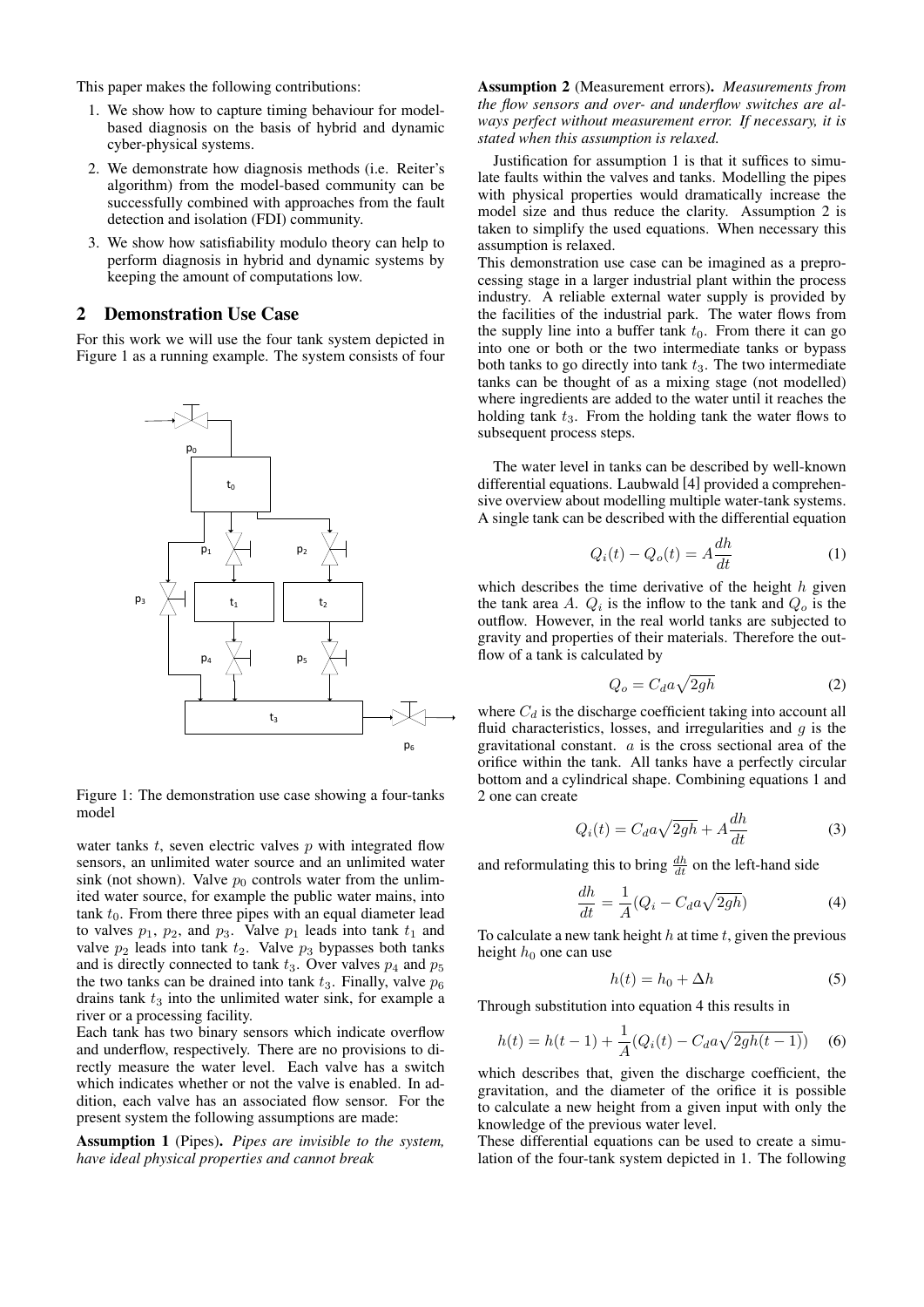This paper makes the following contributions:

1. We show how to capture timing behaviour for model-based diagnosis on the basis of hybrid and dynamic cyber-physical systems.
2. We demonstrate how diagnosis methods (i.e. Reiter's algorithm) from the model-based community can be successfully combined with approaches from the fault detection and isolation (FDI) community.
3. We show how satisfiability modulo theory can help to perform diagnosis in hybrid and dynamic systems by keeping the amount of computations low.

## 2 Demonstration Use Case

For this work we will use the four tank system depicted in Figure 1 as a running example. The system consists of four water tanks $t$, seven electric valves $p$ with integrated flow sensors, an unlimited water source and an unlimited water sink (not shown). Valve $p_0$ controls water from the unlimited water source, for example the public water mains, into tank $t_0$. From there three pipes with an equal diameter lead to valves $p_1$, $p_2$, and $p_3$. Valve $p_1$ leads into tank $t_1$ and valve $p_2$ leads into tank $t_2$. Valve $p_3$ bypasses both tanks and is directly connected to tank $t_3$. Over valves $p_4$ and $p_5$ the two tanks can be drained into tank $t_3$. Finally, valve $p_6$ drains tank $t_3$ into the unlimited water sink, for example a river or a processing facility.

Figure 1: The demonstration use case showing a four-tanks model

Each tank has two binary sensors which indicate overflow and underflow, respectively. There are no provisions to directly measure the water level. Each valve has a switch which indicates whether or not the valve is enabled. In addition, each valve has an associated flow sensor. For the present system the following assumptions are made:

**Assumption 1** (Pipes). *Pipes are invisible to the system, have ideal physical properties and cannot break*

**Assumption 2** (Measurement errors). *Measurements from the flow sensors and over- and underflow switches are always perfect without measurement error. If necessary, it is stated when this assumption is relaxed.*

Justification for assumption 1 is that it suffices to simulate faults within the valves and tanks. Modelling the pipes with physical properties would dramatically increase the model size and thus reduce the clarity. Assumption 2 is taken to simplify the used equations. When necessary this assumption is relaxed.

This demonstration use case can be imagined as a preprocessing stage in a larger industrial plant within the process industry. A reliable external water supply is provided by the facilities of the industrial park. The water flows from the supply line into a buffer tank $t_0$. From there it can go into one or both of the two intermediate tanks or bypass both tanks to go directly into tank $t_3$. The two intermediate tanks can be thought of as a mixing stage (not modelled) where ingredients are added to the water until it reaches the holding tank $t_3$. From the holding tank the water flows to subsequent process steps.

The water level in tanks can be described by well-known differential equations. Laubwald [4] provided a comprehensive overview about modelling multiple water-tank systems. A single tank can be described with the differential equation

$$Q_i(t) - Q_o(t) = A\frac{dh}{dt} \tag{1}$$

which describes the time derivative of the height $h$ given the tank area $A$. $Q_i$ is the inflow to the tank and $Q_o$ is the outflow. However, in the real world tanks are subjected to gravity and properties of their materials. Therefore the outflow of a tank is calculated by

$$Q_o = C_d a\sqrt{2gh} \tag{2}$$

where $C_d$ is the discharge coefficient taking into account all fluid characteristics, losses, and irregularities and $g$ is the gravitational constant. $a$ is the cross sectional area of the orifice within the tank. All tanks have a perfectly circular bottom and a cylindrical shape. Combining equations 1 and 2 one can create

$$Q_i(t) = C_d a\sqrt{2gh} + A\frac{dh}{dt} \tag{3}$$

and reformulating this to bring $\frac{dh}{dt}$ on the left-hand side

$$\frac{dh}{dt} = \frac{1}{A}(Q_i - C_d a\sqrt{2gh}) \tag{4}$$

To calculate a new tank height $h$ at time $t$, given the previous height $h_0$ one can use

$$h(t) = h_0 + \Delta h \tag{5}$$

Through substitution into equation 4 this results in

$$h(t) = h(t-1) + \frac{1}{A}(Q_i(t) - C_d a\sqrt{2gh(t-1)}) \tag{6}$$

which describes that, given the discharge coefficient, the gravitation, and the diameter of the orifice it is possible to calculate a new height from a given input with only the knowledge of the previous water level.

These differential equations can be used to create a simulation of the four-tank system depicted in 1. The following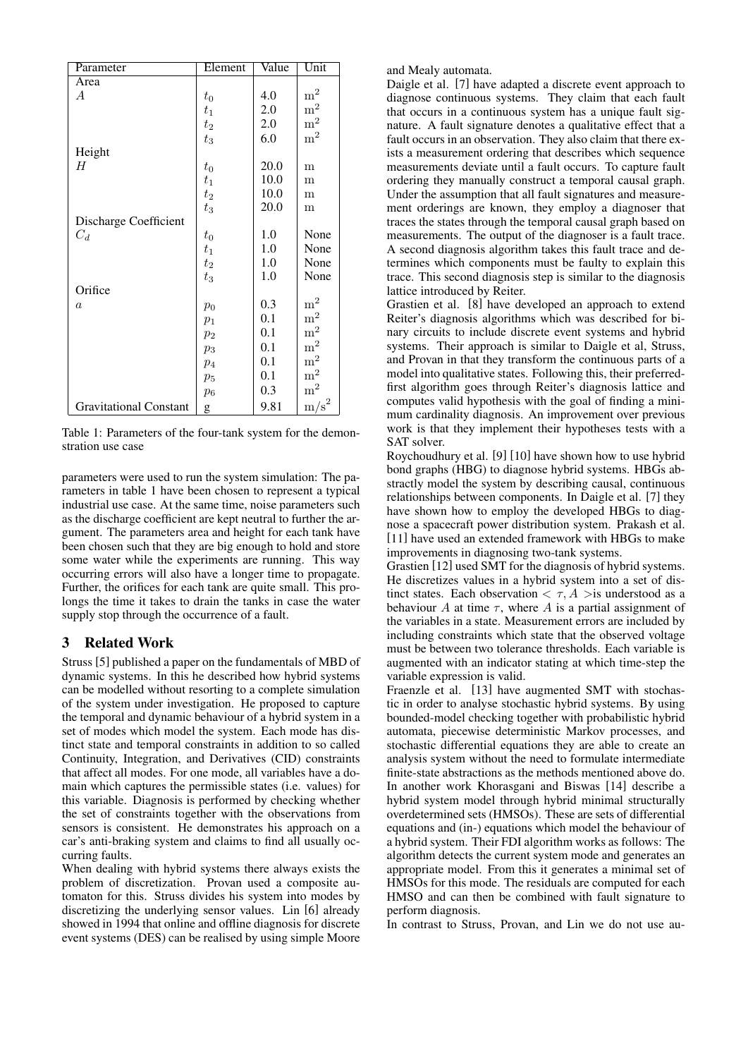| Parameter | Element | Value | Unit |
| --- | --- | --- | --- |
| Area | | | |
| $A$ | $t_0$ | 4.0 | $\mathrm{m}^2$ |
| | $t_1$ | 2.0 | $\mathrm{m}^2$ |
| | $t_2$ | 2.0 | $\mathrm{m}^2$ |
| | $t_3$ | 6.0 | $\mathrm{m}^2$ |
| Height | | | |
| $H$ | $t_0$ | 20.0 | $\mathrm{m}$ |
| | $t_1$ | 10.0 | $\mathrm{m}$ |
| | $t_2$ | 10.0 | $\mathrm{m}$ |
| | $t_3$ | 20.0 | $\mathrm{m}$ |
| Discharge Coefficient | | | |
| $C_d$ | $t_0$ | 1.0 | None |
| | $t_1$ | 1.0 | None |
| | $t_2$ | 1.0 | None |
| | $t_3$ | 1.0 | None |
| Orifice | | | |
| $a$ | $p_0$ | 0.3 | $\mathrm{m}^2$ |
| | $p_1$ | 0.1 | $\mathrm{m}^2$ |
| | $p_2$ | 0.1 | $\mathrm{m}^2$ |
| | $p_3$ | 0.1 | $\mathrm{m}^2$ |
| | $p_4$ | 0.1 | $\mathrm{m}^2$ |
| | $p_5$ | 0.1 | $\mathrm{m}^2$ |
| | $p_6$ | 0.3 | $\mathrm{m}^2$ |
| Gravitational Constant | g | 9.81 | $\mathrm{m/s}^2$ |

Table 1: Parameters of the four-tank system for the demonstration use case

parameters were used to run the system simulation: The parameters in table 1 have been chosen to represent a typical industrial use case. At the same time, noise parameters such as the discharge coefficient are kept neutral to further the argument. The parameters area and height for each tank have been chosen such that they are big enough to hold and store some water while the experiments are running. This way occurring errors will also have a longer time to propagate. Further, the orifices for each tank are quite small. This prolongs the time it takes to drain the tanks in case the water supply stop through the occurrence of a fault.

## 3 Related Work

Struss [5] published a paper on the fundamentals of MBD of dynamic systems. In this he described how hybrid systems can be modelled without resorting to a complete simulation of the system under investigation. He proposed to capture the temporal and dynamic behaviour of a hybrid system in a set of modes which model the system. Each mode has distinct state and temporal constraints in addition to so called Continuity, Integration, and Derivatives (CID) constraints that affect all modes. For one mode, all variables have a domain which captures the permissible states (i.e. values) for this variable. Diagnosis is performed by checking whether the set of constraints together with the observations from sensors is consistent. He demonstrates his approach on a car's anti-braking system and claims to find all usually occurring faults.

When dealing with hybrid systems there always exists the problem of discretization. Provan used a composite automaton for this. Struss divides his system into modes by discretizing the underlying sensor values. Lin [6] already showed in 1994 that online and offline diagnosis for discrete event systems (DES) can be realised by using simple Moore and Mealy automata.

Daigle et al. [7] have adapted a discrete event approach to diagnose continuous systems. They claim that each fault that occurs in a continuous system has a unique fault signature. A fault signature denotes a qualitative effect that a fault occurs in an observation. They also claim that there exists a measurement ordering that describes which sequence measurements deviate until a fault occurs. To capture fault ordering they manually construct a temporal causal graph. Under the assumption that all fault signatures and measurement orderings are known, they employ a diagnoser that traces the states through the temporal causal graph based on measurements. The output of the diagnoser is a fault trace. A second diagnosis algorithm takes this fault trace and determines which components must be faulty to explain this trace. This second diagnosis step is similar to the diagnosis lattice introduced by Reiter.

Grastien et al. [8] have developed an approach to extend Reiter's diagnosis algorithms which was described for binary circuits to include discrete event systems and hybrid systems. Their approach is similar to Daigle et al, Struss, and Provan in that they transform the continuous parts of a model into qualitative states. Following this, their preferred-first algorithm goes through Reiter's diagnosis lattice and computes valid hypothesis with the goal of finding a minimum cardinality diagnosis. An improvement over previous work is that they implement their hypotheses tests with a SAT solver.

Roychoudhury et al. [9] [10] have shown how to use hybrid bond graphs (HBG) to diagnose hybrid systems. HBGs abstractly model the system by describing causal, continuous relationships between components. In Daigle et al. [7] they have shown how to employ the developed HBGs to diagnose a spacecraft power distribution system. Prakash et al. [11] have used an extended framework with HBGs to make improvements in diagnosing two-tank systems.

Grastien [12] used SMT for the diagnosis of hybrid systems. He discretizes values in a hybrid system into a set of distinct states. Each observation $< \tau, A >$is understood as a behaviour $A$ at time $\tau$, where $A$ is a partial assignment of the variables in a state. Measurement errors are included by including constraints which state that the observed voltage must be between two tolerance thresholds. Each variable is augmented with an indicator stating at which time-step the variable expression is valid.

Fraenzle et al. [13] have augmented SMT with stochastic in order to analyse stochastic hybrid systems. By using bounded-model checking together with probabilistic hybrid automata, piecewise deterministic Markov processes, and stochastic differential equations they are able to create an analysis system without the need to formulate intermediate finite-state abstractions as the methods mentioned above do. In another work Khorasgani and Biswas [14] describe a hybrid system model through hybrid minimal structurally overdetermined sets (HMSOs). These are sets of differential equations and (in-) equations which model the behaviour of a hybrid system. Their FDI algorithm works as follows: The algorithm detects the current system mode and generates an appropriate model. From this it generates a minimal set of HMSOs for this mode. The residuals are computed for each HMSO and can then be combined with fault signature to perform diagnosis.

In contrast to Struss, Provan, and Lin we do not use au-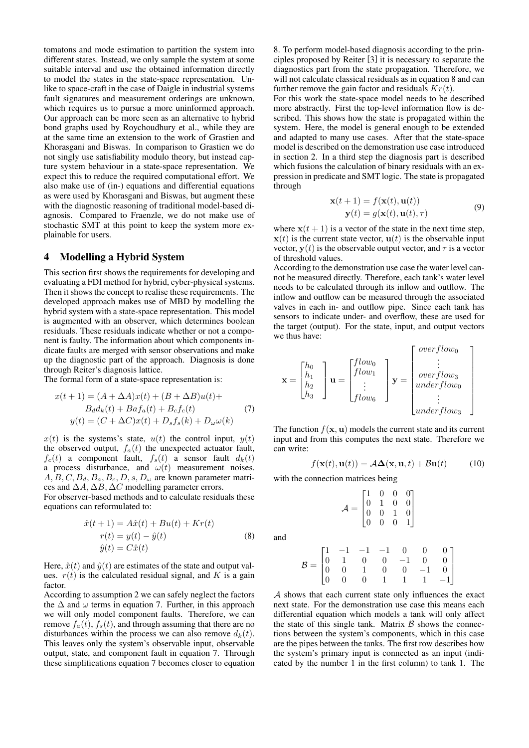tomatons and mode estimation to partition the system into different states. Instead, we only sample the system at some suitable interval and use the obtained information directly to model the states in the state-space representation. Unlike to space-craft in the case of Daigle in industrial systems fault signatures and measurement orderings are unknown, which requires us to pursue a more uninformed approach. Our approach can be more seen as an alternative to hybrid bond graphs used by Roychoudhury et al., while they are at the same time an extension to the work of Grastien and Khorasgani and Biswas. In comparison to Grastien we do not singly use satisfiability modulo theory, but instead capture system behaviour in a state-space representation. We expect this to reduce the required computational effort. We also make use of (in-) equations and differential equations as were used by Khorasgani and Biswas, but augment these with the diagnostic reasoning of traditional model-based diagnosis. Compared to Fraenzle, we do not make use of stochastic SMT at this point to keep the system more explainable for users.

## 4 Modelling a Hybrid System

This section first shows the requirements for developing and evaluating a FDI method for hybrid, cyber-physical systems. Then it shows the concept to realise these requirements. The developed approach makes use of MBD by modelling the hybrid system with a state-space representation. This model is augmented with an observer, which determines boolean residuals. These residuals indicate whether or not a component is faulty. The information about which components indicate faults are merged with sensor observations and make up the diagnostic part of the approach. Diagnosis is done through Reiter's diagnosis lattice.

The formal form of a state-space representation is:

$$
\begin{aligned}
x(t+1) = (A + \Delta A)x(t) + (B + \Delta B)u(t) + \\
B_d d_k(t) + B a f_a(t) + B_c f_c(t) \\
y(t) = (C + \Delta C)x(t) + D_s f_s(k) + D_\omega \omega(k)
\end{aligned}
\tag{7}
$$

$x(t)$ is the systems's state, $u(t)$ the control input, $y(t)$ the observed output, $f_a(t)$ the unexpected actuator fault, $f_c(t)$ a component fault, $f_s(t)$ a sensor fault $d_k(t)$ a process disturbance, and $\omega(t)$ measurement noises. $A, B, C, B_d, B_a, B_c, D, s, D_\omega$ are known parameter matrices and $\Delta A, \Delta B, \Delta C$ modelling parameter errors.

For observer-based methods and to calculate residuals these equations can reformulated to:

$$
\begin{aligned}
\hat{x}(t+1) = A\hat{x}(t) + Bu(t) + Kr(t) \\
r(t) = y(t) - \hat{y}(t) \\
\hat{y}(t) = C\hat{x}(t)
\end{aligned}
\tag{8}
$$

Here, $\hat{x}(t)$ and $\hat{y}(t)$ are estimates of the state and output values. $r(t)$ is the calculated residual signal, and $K$ is a gain factor.

According to assumption 2 we can safely neglect the factors the $\Delta$ and $\omega$ terms in equation 7. Further, in this approach we will only model component faults. Therefore, we can remove $f_a(t)$, $f_s(t)$, and through assuming that there are no disturbances within the process we can also remove $d_k(t)$. This leaves only the system's observable input, observable output, state, and component fault in equation 7. Through these simplifications equation 7 becomes closer to equation 8. To perform model-based diagnosis according to the principles proposed by Reiter [3] it is necessary to separate the diagnostics part from the state propagation. Therefore, we will not calculate classical residuals as in equation 8 and can further remove the gain factor and residuals $Kr(t)$.

For this work the state-space model needs to be described more abstractly. First the top-level information flow is described. This shows how the state is propagated within the system. Here, the model is general enough to be extended and adapted to many use cases. After that the state-space model is described on the demonstration use case introduced in section 2. In a third step the diagnosis part is described which fusions the calculation of binary residuals with an expression in predicate and SMT logic. The state is propagated through

$$
\begin{aligned}
\mathbf{x}(t+1) = f(\mathbf{x}(t), \mathbf{u}(t)) \\
\mathbf{y}(t) = g(\mathbf{x}(t), \mathbf{u}(t), \tau)
\end{aligned}
\tag{9}
$$

where $\mathbf{x}(t+1)$ is a vector of the state in the next time step, $\mathbf{x}(t)$ is the current state vector, $\mathbf{u}(t)$ is the observable input vector, $\mathbf{y}(t)$ is the observable output vector, and $\tau$ is a vector of threshold values.

According to the demonstration use case the water level cannot be measured directly. Therefore, each tank's water level needs to be calculated through its inflow and outflow. The inflow and outflow can be measured through the associated valves in each in- and outflow pipe. Since each tank has sensors to indicate under- and overflow, these are used for the target (output). For the state, input, and output vectors we thus have:

$$
\mathbf{x} = \begin{bmatrix} h_0 \\ h_1 \\ h_2 \\ h_3 \end{bmatrix}
\mathbf{u} = \begin{bmatrix} flow_0 \\ flow_1 \\ \vdots \\ flow_6 \end{bmatrix}
\mathbf{y} = \begin{bmatrix} overflow_0 \\ \vdots \\ overflow_3 \\ underflow_0 \\ \vdots \\ underflow_3 \end{bmatrix}
$$

The function $f(\mathbf{x}, \mathbf{u})$ models the current state and its current input and from this computes the next state. Therefore we can write:

$$
f(\mathbf{x}(t), \mathbf{u}(t)) = \mathcal{A}\mathbf{\Delta}(\mathbf{x}, \mathbf{u}, t) + \mathcal{B}\mathbf{u}(t) \tag{10}
$$

with the connection matrices being

$$
\mathcal{A} = \begin{bmatrix} 1 & 0 & 0 & 0 \\ 0 & 1 & 0 & 0 \\ 0 & 0 & 1 & 0 \\ 0 & 0 & 0 & 1 \end{bmatrix}
$$

and

$$
\mathcal{B} = \begin{bmatrix} 1 & -1 & -1 & -1 & 0 & 0 & 0 \\ 0 & 1 & 0 & 0 & -1 & 0 & 0 \\ 0 & 0 & 1 & 0 & 0 & -1 & 0 \\ 0 & 0 & 0 & 1 & 1 & 1 & -1 \end{bmatrix}
$$

$\mathcal{A}$ shows that each current state only influences the exact next state. For the demonstration use case this means each differential equation which models a tank will only affect the state of this single tank. Matrix $\mathcal{B}$ shows the connections between the system's components, which in this case are the pipes between the tanks. The first row describes how the system's primary input is connected as an input (indicated by the number 1 in the first column) to tank 1. The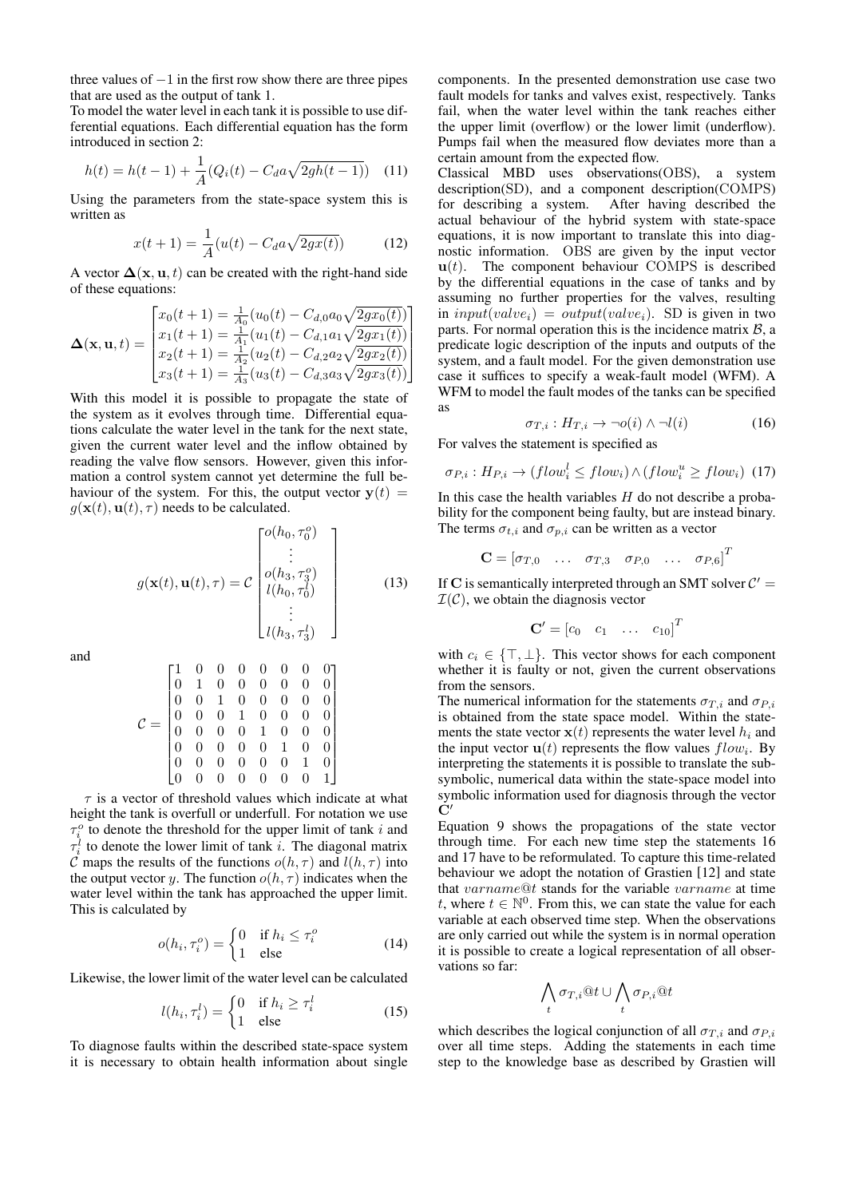three values of $-1$ in the first row show there are three pipes that are used as the output of tank 1.
To model the water level in each tank it is possible to use differential equations. Each differential equation has the form introduced in section 2:

$$h(t) = h(t-1) + \frac{1}{A}(Q_i(t) - C_d a\sqrt{2gh(t-1)}) \quad (11)$$

Using the parameters from the state-space system this is written as

$$x(t+1) = \frac{1}{A}(u(t) - C_d a\sqrt{2gx(t)}) \quad (12)$$

A vector $\mathbf{\Delta}(\mathbf{x}, \mathbf{u}, t)$ can be created with the right-hand side of these equations:

$$\mathbf{\Delta}(\mathbf{x}, \mathbf{u}, t) = \begin{bmatrix} x_0(t+1) = \frac{1}{A_0}(u_0(t) - C_{d,0}a_0\sqrt{2gx_0(t)}) \\ x_1(t+1) = \frac{1}{A_1}(u_1(t) - C_{d,1}a_1\sqrt{2gx_1(t)}) \\ x_2(t+1) = \frac{1}{A_2}(u_2(t) - C_{d,2}a_2\sqrt{2gx_2(t)}) \\ x_3(t+1) = \frac{1}{A_3}(u_3(t) - C_{d,3}a_3\sqrt{2gx_3(t)}) \end{bmatrix}$$

With this model it is possible to propagate the state of the system as it evolves through time. Differential equations calculate the water level in the tank for the next state, given the current water level and the inflow obtained by reading the valve flow sensors. However, given this information a control system cannot yet determine the full behaviour of the system. For this, the output vector $\mathbf{y}(t) = g(\mathbf{x}(t), \mathbf{u}(t), \tau)$ needs to be calculated.

$$g(\mathbf{x}(t), \mathbf{u}(t), \tau) = \mathcal{C}\begin{bmatrix} o(h_0, \tau_0^o) \\ \vdots \\ o(h_3, \tau_3^o) \\ l(h_0, \tau_0^l) \\ \vdots \\ l(h_3, \tau_3^l) \end{bmatrix} \quad (13)$$

and

$$\mathcal{C} = \begin{bmatrix} 1 & 0 & 0 & 0 & 0 & 0 & 0 & 0 \\ 0 & 1 & 0 & 0 & 0 & 0 & 0 & 0 \\ 0 & 0 & 1 & 0 & 0 & 0 & 0 & 0 \\ 0 & 0 & 0 & 1 & 0 & 0 & 0 & 0 \\ 0 & 0 & 0 & 0 & 1 & 0 & 0 & 0 \\ 0 & 0 & 0 & 0 & 0 & 1 & 0 & 0 \\ 0 & 0 & 0 & 0 & 0 & 0 & 1 & 0 \\ 0 & 0 & 0 & 0 & 0 & 0 & 0 & 1 \end{bmatrix}$$

$\tau$ is a vector of threshold values which indicate at what height the tank is overfull or underfull. For notation we use $\tau_i^o$ to denote the threshold for the upper limit of tank $i$ and $\tau_i^l$ to denote the lower limit of tank $i$. The diagonal matrix $\mathcal{C}$ maps the results of the functions $o(h, \tau)$ and $l(h, \tau)$ into the output vector $y$. The function $o(h, \tau)$ indicates when the water level within the tank has approached the upper limit. This is calculated by

$$o(h_i, \tau_i^o) = \begin{cases} 0 & \text{if } h_i \leq \tau_i^o \\ 1 & \text{else} \end{cases} \quad (14)$$

Likewise, the lower limit of the water level can be calculated

$$l(h_i, \tau_i^l) = \begin{cases} 0 & \text{if } h_i \geq \tau_i^l \\ 1 & \text{else} \end{cases} \quad (15)$$

To diagnose faults within the described state-space system it is necessary to obtain health information about single components. In the presented demonstration use case two fault models for tanks and valves exist, respectively. Tanks fail, when the water level within the tank reaches either the upper limit (overflow) or the lower limit (underflow). Pumps fail when the measured flow deviates more than a certain amount from the expected flow.
Classical MBD uses observations(OBS), a system description(SD), and a component description(COMPS) for describing a system. After having described the actual behaviour of the hybrid system with state-space equations, it is now important to translate this into diagnostic information. OBS are given by the input vector $\mathbf{u}(t)$. The component behaviour COMPS is described by the differential equations in the case of tanks and by assuming no further properties for the valves, resulting in $input(valve_i) = output(valve_i)$. SD is given in two parts. For normal operation this is the incidence matrix $\mathcal{B}$, a predicate logic description of the inputs and outputs of the system, and a fault model. For the given demonstration use case it suffices to specify a weak-fault model (WFM). A WFM to model the fault modes of the tanks can be specified as

$$\sigma_{T,i} : H_{T,i} \rightarrow \neg o(i) \wedge \neg l(i) \quad (16)$$

For valves the statement is specified as

$$\sigma_{P,i} : H_{P,i} \rightarrow (flow_i^l \leq flow_i) \wedge (flow_i^u \geq flow_i) \quad (17)$$

In this case the health variables $H$ do not describe a probability for the component being faulty, but are instead binary. The terms $\sigma_{t,i}$ and $\sigma_{p,i}$ can be written as a vector

$$\mathbf{C} = \begin{bmatrix} \sigma_{T,0} & \dots & \sigma_{T,3} & \sigma_{P,0} & \dots & \sigma_{P,6} \end{bmatrix}^T$$

If $\mathbf{C}$ is semantically interpreted through an SMT solver $\mathcal{C}' = \mathcal{I}(\mathcal{C})$, we obtain the diagnosis vector

$$\mathbf{C}' = \begin{bmatrix} c_0 & c_1 & \dots & c_{10} \end{bmatrix}^T$$

with $c_i \in \{\top, \bot\}$. This vector shows for each component whether it is faulty or not, given the current observations from the sensors.
The numerical information for the statements $\sigma_{T,i}$ and $\sigma_{P,i}$ is obtained from the state space model. Within the statements the state vector $\mathbf{x}(t)$ represents the water level $h_i$ and the input vector $\mathbf{u}(t)$ represents the flow values $flow_i$. By interpreting the statements it is possible to translate the sub-symbolic, numerical data within the state-space model into symbolic information used for diagnosis through the vector $\mathbf{C}'$

Equation 9 shows the propagations of the state vector through time. For each new time step the statements 16 and 17 have to be reformulated. To capture this time-related behaviour we adopt the notation of Grastien [12] and state that $varname@t$ stands for the variable $varname$ at time $t$, where $t \in \mathbb{N}^0$. From this, we can state the value for each variable at each observed time step. When the observations are only carried out while the system is in normal operation it is possible to create a logical representation of all observations so far:

$$\bigwedge_t \sigma_{T,i}@t \cup \bigwedge_t \sigma_{P,i}@t$$

which describes the logical conjunction of all $\sigma_{T,i}$ and $\sigma_{P,i}$ over all time steps. Adding the statements in each time step to the knowledge base as described by Grastien will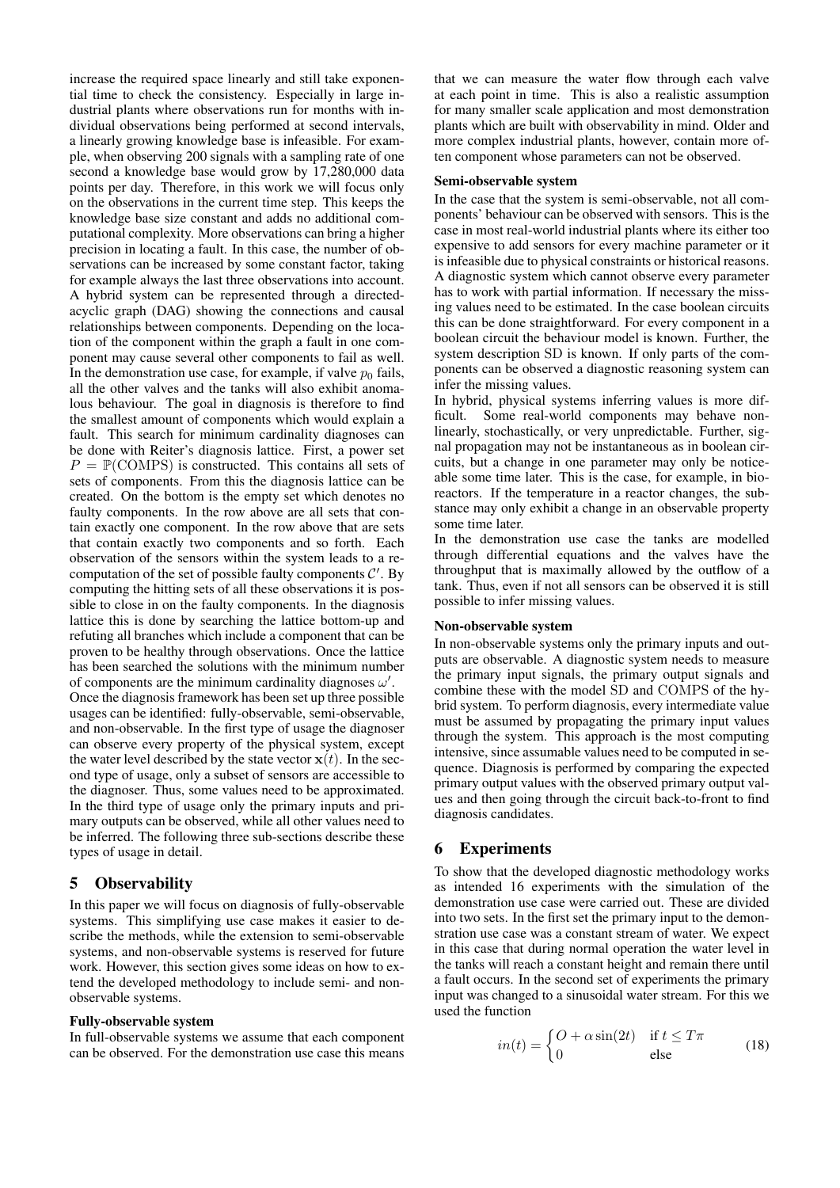increase the required space linearly and still take exponential time to check the consistency. Especially in large industrial plants where observations run for months with individual observations being performed at second intervals, a linearly growing knowledge base is infeasible. For example, when observing 200 signals with a sampling rate of one second a knowledge base would grow by 17,280,000 data points per day. Therefore, in this work we will focus only on the observations in the current time step. This keeps the knowledge base size constant and adds no additional computational complexity. More observations can bring a higher precision in locating a fault. In this case, the number of observations can be increased by some constant factor, taking for example always the last three observations into account. A hybrid system can be represented through a directed-acyclic graph (DAG) showing the connections and causal relationships between components. Depending on the location of the component within the graph a fault in one component may cause several other components to fail as well. In the demonstration use case, for example, if valve $p_0$ fails, all the other valves and the tanks will also exhibit anomalous behaviour. The goal in diagnosis is therefore to find the smallest amount of components which would explain a fault. This search for minimum cardinality diagnoses can be done with Reiter's diagnosis lattice. First, a power set $P = \mathbb{P}(\mathrm{COMPS})$ is constructed. This contains all sets of sets of components. From this the diagnosis lattice can be created. On the bottom is the empty set which denotes no faulty components. In the row above are all sets that contain exactly one component. In the row above that are sets that contain exactly two components and so forth. Each observation of the sensors within the system leads to a recomputation of the set of possible faulty components $\mathcal{C}'$. By computing the hitting sets of all these observations it is possible to close in on the faulty components. In the diagnosis lattice this is done by searching the lattice bottom-up and refuting all branches which include a component that can be proven to be healthy through observations. Once the lattice has been searched the solutions with the minimum number of components are the minimum cardinality diagnoses $\omega'$.

Once the diagnosis framework has been set up three possible usages can be identified: fully-observable, semi-observable, and non-observable. In the first type of usage the diagnoser can observe every property of the physical system, except the water level described by the state vector $\mathbf{x}(t)$. In the second type of usage, only a subset of sensors are accessible to the diagnoser. Thus, some values need to be approximated. In the third type of usage only the primary inputs and primary outputs can be observed, while all other values need to be inferred. The following three sub-sections describe these types of usage in detail.

## 5 Observability

In this paper we will focus on diagnosis of fully-observable systems. This simplifying use case makes it easier to describe the methods, while the extension to semi-observable systems, and non-observable systems is reserved for future work. However, this section gives some ideas on how to extend the developed methodology to include semi- and non-observable systems.

#### Fully-observable system

In full-observable systems we assume that each component can be observed. For the demonstration use case this means that we can measure the water flow through each valve at each point in time. This is also a realistic assumption for many smaller scale application and most demonstration plants which are built with observability in mind. Older and more complex industrial plants, however, contain more often component whose parameters can not be observed.

#### Semi-observable system

In the case that the system is semi-observable, not all components' behaviour can be observed with sensors. This is the case in most real-world industrial plants where its either too expensive to add sensors for every machine parameter or it is infeasible due to physical constraints or historical reasons. A diagnostic system which cannot observe every parameter has to work with partial information. If necessary the missing values need to be estimated. In the case boolean circuits this can be done straightforward. For every component in a boolean circuit the behaviour model is known. Further, the system description $\mathrm{SD}$ is known. If only parts of the components can be observed a diagnostic reasoning system can infer the missing values.

In hybrid, physical systems inferring values is more difficult. Some real-world components may behave non-linearly, stochastically, or very unpredictable. Further, signal propagation may not be instantaneous as in boolean circuits, but a change in one parameter may only be noticeable some time later. This is the case, for example, in bioreactors. If the temperature in a reactor changes, the substance may only exhibit a change in an observable property some time later.

In the demonstration use case the tanks are modelled through differential equations and the valves have the throughput that is maximally allowed by the outflow of a tank. Thus, even if not all sensors can be observed it is still possible to infer missing values.

#### Non-observable system

In non-observable systems only the primary inputs and outputs are observable. A diagnostic system needs to measure the primary input signals, the primary output signals and combine these with the model $\mathrm{SD}$ and $\mathrm{COMPS}$ of the hybrid system. To perform diagnosis, every intermediate value must be assumed by propagating the primary input values through the system. This approach is the most computing intensive, since assumable values need to be computed in sequence. Diagnosis is performed by comparing the expected primary output values with the observed primary output values and then going through the circuit back-to-front to find diagnosis candidates.

## 6 Experiments

To show that the developed diagnostic methodology works as intended 16 experiments with the simulation of the demonstration use case were carried out. These are divided into two sets. In the first set the primary input to the demonstration use case was a constant stream of water. We expect in this case that during normal operation the water level in the tanks will reach a constant height and remain there until a fault occurs. In the second set of experiments the primary input was changed to a sinusoidal water stream. For this we used the function

$$in(t) = \begin{cases} O + \alpha \sin(2t) & \text{if } t \leq T\pi \\ 0 & \text{else} \end{cases} \tag{18}$$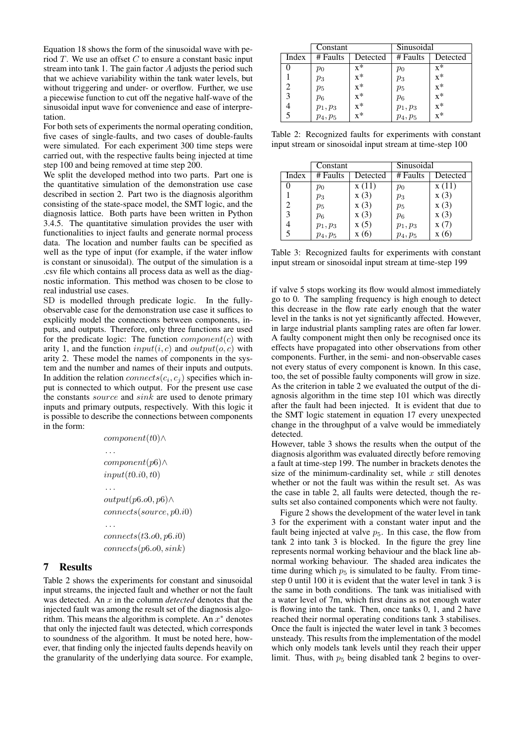Equation 18 shows the form of the sinusoidal wave with period $T$. We use an offset $C$ to ensure a constant basic input stream into tank 1. The gain factor $A$ adjusts the period such that we achieve variability within the tank water levels, but without triggering and under- or overflow. Further, we use a piecewise function to cut off the negative half-wave of the sinusoidal input wave for convenience and ease of interpretation.

For both sets of experiments the normal operating condition, five cases of single-faults, and two cases of double-faults were simulated. For each experiment 300 time steps were carried out, with the respective faults being injected at time step 100 and being removed at time step 200.

We split the developed method into two parts. Part one is the quantitative simulation of the demonstration use case described in section 2. Part two is the diagnosis algorithm consisting of the state-space model, the SMT logic, and the diagnosis lattice. Both parts have been written in Python 3.4.5. The quantitative simulation provides the user with functionalities to inject faults and generate normal process data. The location and number faults can be specified as well as the type of input (for example, if the water inflow is constant or sinusoidal). The output of the simulation is a .csv file which contains all process data as well as the diagnostic information. This method was chosen to be close to real industrial use cases.

SD is modelled through predicate logic. In the fully-observable case for the demonstration use case it suffices to explicitly model the connections between components, inputs, and outputs. Therefore, only three functions are used for the predicate logic: The function $component(c)$ with arity 1, and the function $input(i, c)$ and $output(o, c)$ with arity 2. These model the names of components in the system and the number and names of their inputs and outputs. In addition the relation $connects(c_i, c_j)$ specifies which input is connected to which output. For the present use case the constants $source$ and $sink$ are used to denote primary inputs and primary outputs, respectively. With this logic it is possible to describe the connections between components in the form:

$$
\begin{aligned}
&component(t0) \wedge \\
&\ldots \\
&component(p6) \wedge \\
&input(t0.i0, t0) \\
&\ldots \\
&output(p6.o0, p6) \wedge \\
&connects(source, p0.i0) \\
&\ldots \\
&connects(t3.o0, p6.i0) \\
&connects(p6.o0, sink)
\end{aligned}
$$

## 7 Results

Table 2 shows the experiments for constant and sinusoidal input streams, the injected fault and whether or not the fault was detected. An $x$ in the column *detected* denotes that the injected fault was among the result set of the diagnosis algorithm. This means the algorithm is complete. An $x^*$ denotes that only the injected fault was detected, which corresponds to soundness of the algorithm. It must be noted here, however, that finding only the injected faults depends heavily on the granularity of the underlying data source. For example, if valve 5 stops working its flow would almost immediately go to 0. The sampling frequency is high enough to detect this decrease in the flow rate early enough that the water level in the tanks is not yet significantly affected. However, in large industrial plants sampling rates are often far lower. A faulty component might then only be recognised once its effects have propagated into other observations from other components. Further, in the semi- and non-observable cases not every status of every component is known. In this case, too, the set of possible faulty components will grow in size. As the criterion in table 2 we evaluated the output of the diagnosis algorithm in the time step 101 which was directly after the fault had been injected. It is evident that due to the SMT logic statement in equation 17 every unexpected change in the throughput of a valve would be immediately detected.

| | Constant | | Sinusoidal | |
|---|---|---|---|---|
| Index | # Faults | Detected | # Faults | Detected |
| 0 | $p_0$ | x* | $p_0$ | x* |
| 1 | $p_3$ | x* | $p_3$ | x* |
| 2 | $p_5$ | x* | $p_5$ | x* |
| 3 | $p_6$ | x* | $p_6$ | x* |
| 4 | $p_1, p_3$ | x* | $p_1, p_3$ | x* |
| 5 | $p_4, p_5$ | x* | $p_4, p_5$ | x* |

Table 2: Recognized faults for experiments with constant input stream or sinosoidal input stream at time-step 100

| | Constant | | Sinusoidal | |
|---|---|---|---|---|
| Index | # Faults | Detected | # Faults | Detected |
| 0 | $p_0$ | x (11) | $p_0$ | x (11) |
| 1 | $p_3$ | x (3) | $p_3$ | x (3) |
| 2 | $p_5$ | x (3) | $p_5$ | x (3) |
| 3 | $p_6$ | x (3) | $p_6$ | x (3) |
| 4 | $p_1, p_3$ | x (5) | $p_1, p_3$ | x (7) |
| 5 | $p_4, p_5$ | x (6) | $p_4, p_5$ | x (6) |

Table 3: Recognized faults for experiments with constant input stream or sinosoidal input stream at time-step 199

However, table 3 shows the results when the output of the diagnosis algorithm was evaluated directly before removing a fault at time-step 199. The number in brackets denotes the size of the minimum-cardinality set, while $x$ still denotes whether or not the fault was within the result set. As was the case in table 2, all faults were detected, though the results set also contained components which were not faulty.

Figure 2 shows the development of the water level in tank 3 for the experiment with a constant water input and the fault being injected at valve $p_5$. In this case, the flow from tank 2 into tank 3 is blocked. In the figure the grey line represents normal working behaviour and the black line abnormal working behaviour. The shaded area indicates the time during which $p_5$ is simulated to be faulty. From time-step 0 until 100 it is evident that the water level in tank 3 is the same in both conditions. The tank was initialised with a water level of 7m, which first drains as not enough water is flowing into the tank. Then, once tanks 0, 1, and 2 have reached their normal operating conditions tank 3 stabilises. Once the fault is injected the water level in tank 3 becomes unsteady. This results from the implementation of the model which only models tank levels until they reach their upper limit. Thus, with $p_5$ being disabled tank 2 begins to over-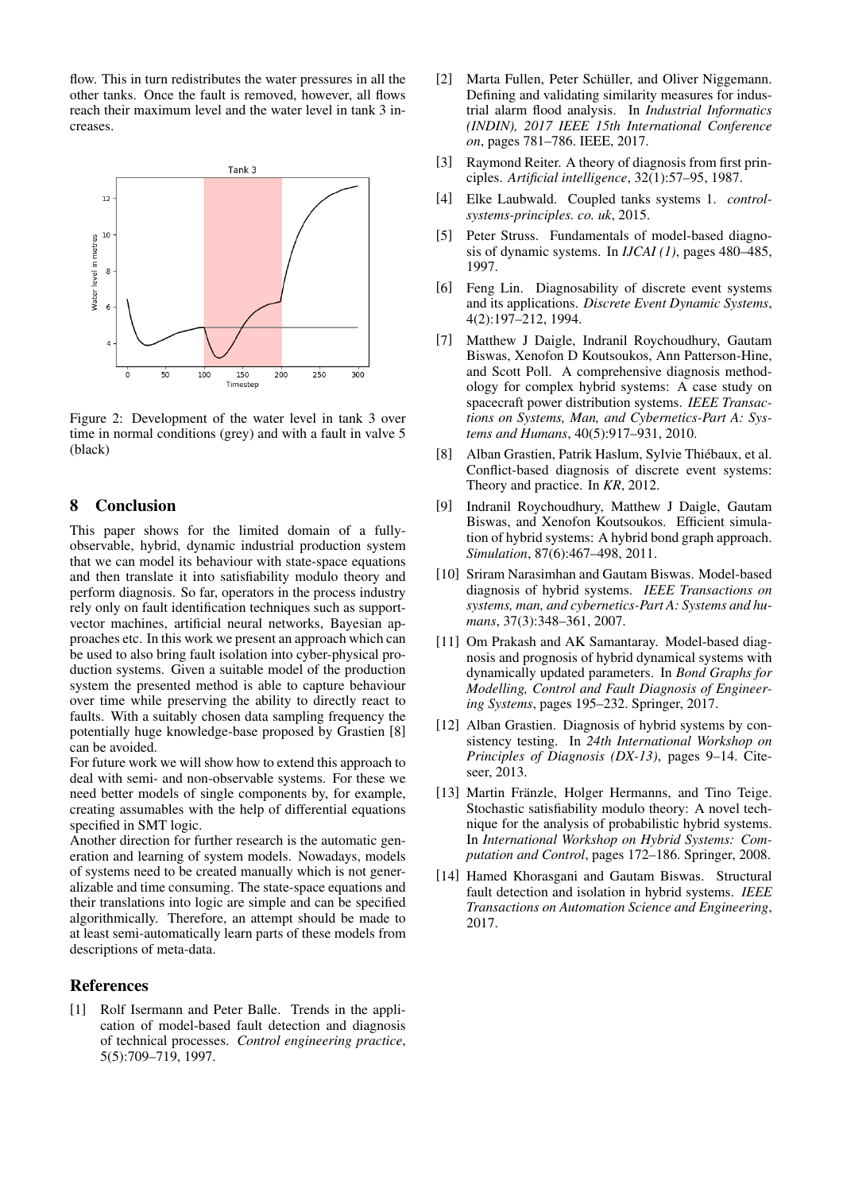flow. This in turn redistributes the water pressures in all the other tanks. Once the fault is removed, however, all flows reach their maximum level and the water level in tank 3 increases.

Tank 3

Water level in metres

12
10
8
6
4

0 50 100 150 200 250 300

Timestep

Figure 2: Development of the water level in tank 3 over time in normal conditions (grey) and with a fault in valve 5 (black)

## 8 Conclusion

This paper shows for the limited domain of a fully-observable, hybrid, dynamic industrial production system that we can model its behaviour with state-space equations and then translate it into satisfiability modulo theory and perform diagnosis. So far, operators in the process industry rely only on fault identification techniques such as support-vector machines, artificial neural networks, Bayesian approaches etc. In this work we present an approach which can be used to also bring fault isolation into cyber-physical production systems. Given a suitable model of the production system the presented method is able to capture behaviour over time while preserving the ability to directly react to faults. With a suitably chosen data sampling frequency the potentially huge knowledge-base proposed by Grastien [8] can be avoided.

For future work we will show how to extend this approach to deal with semi- and non-observable systems. For these we need better models of single components by, for example, creating assumables with the help of differential equations specified in SMT logic.

Another direction for further research is the automatic generation and learning of system models. Nowadays, models of systems need to be created manually which is not generalizable and time consuming. The state-space equations and their translations into logic are simple and can be specified algorithmically. Therefore, an attempt should be made to at least semi-automatically learn parts of these models from descriptions of meta-data.

## References

[1] Rolf Isermann and Peter Balle. Trends in the application of model-based fault detection and diagnosis of technical processes. *Control engineering practice*, 5(5):709–719, 1997.

[2] Marta Fullen, Peter Schüller, and Oliver Niggemann. Defining and validating similarity measures for industrial alarm flood analysis. In *Industrial Informatics (INDIN), 2017 IEEE 15th International Conference on*, pages 781–786. IEEE, 2017.

[3] Raymond Reiter. A theory of diagnosis from first principles. *Artificial intelligence*, 32(1):57–95, 1987.

[4] Elke Laubwald. Coupled tanks systems 1. *control-systems-principles. co. uk*, 2015.

[5] Peter Struss. Fundamentals of model-based diagnosis of dynamic systems. In *IJCAI (1)*, pages 480–485, 1997.

[6] Feng Lin. Diagnosability of discrete event systems and its applications. *Discrete Event Dynamic Systems*, 4(2):197–212, 1994.

[7] Matthew J Daigle, Indranil Roychoudhury, Gautam Biswas, Xenofon D Koutsoukos, Ann Patterson-Hine, and Scott Poll. A comprehensive diagnosis methodology for complex hybrid systems: A case study on spacecraft power distribution systems. *IEEE Transactions on Systems, Man, and Cybernetics-Part A: Systems and Humans*, 40(5):917–931, 2010.

[8] Alban Grastien, Patrik Haslum, Sylvie Thiébaux, et al. Conflict-based diagnosis of discrete event systems: Theory and practice. In *KR*, 2012.

[9] Indranil Roychoudhury, Matthew J Daigle, Gautam Biswas, and Xenofon Koutsoukos. Efficient simulation of hybrid systems: A hybrid bond graph approach. *Simulation*, 87(6):467–498, 2011.

[10] Sriram Narasimhan and Gautam Biswas. Model-based diagnosis of hybrid systems. *IEEE Transactions on systems, man, and cybernetics-Part A: Systems and humans*, 37(3):348–361, 2007.

[11] Om Prakash and AK Samantaray. Model-based diagnosis and prognosis of hybrid dynamical systems with dynamically updated parameters. In *Bond Graphs for Modelling, Control and Fault Diagnosis of Engineering Systems*, pages 195–232. Springer, 2017.

[12] Alban Grastien. Diagnosis of hybrid systems by consistency testing. In *24th International Workshop on Principles of Diagnosis (DX-13)*, pages 9–14. Citeseer, 2013.

[13] Martin Fränzle, Holger Hermanns, and Tino Teige. Stochastic satisfiability modulo theory: A novel technique for the analysis of probabilistic hybrid systems. In *International Workshop on Hybrid Systems: Computation and Control*, pages 172–186. Springer, 2008.

[14] Hamed Khorasgani and Gautam Biswas. Structural fault detection and isolation in hybrid systems. *IEEE Transactions on Automation Science and Engineering*, 2017.